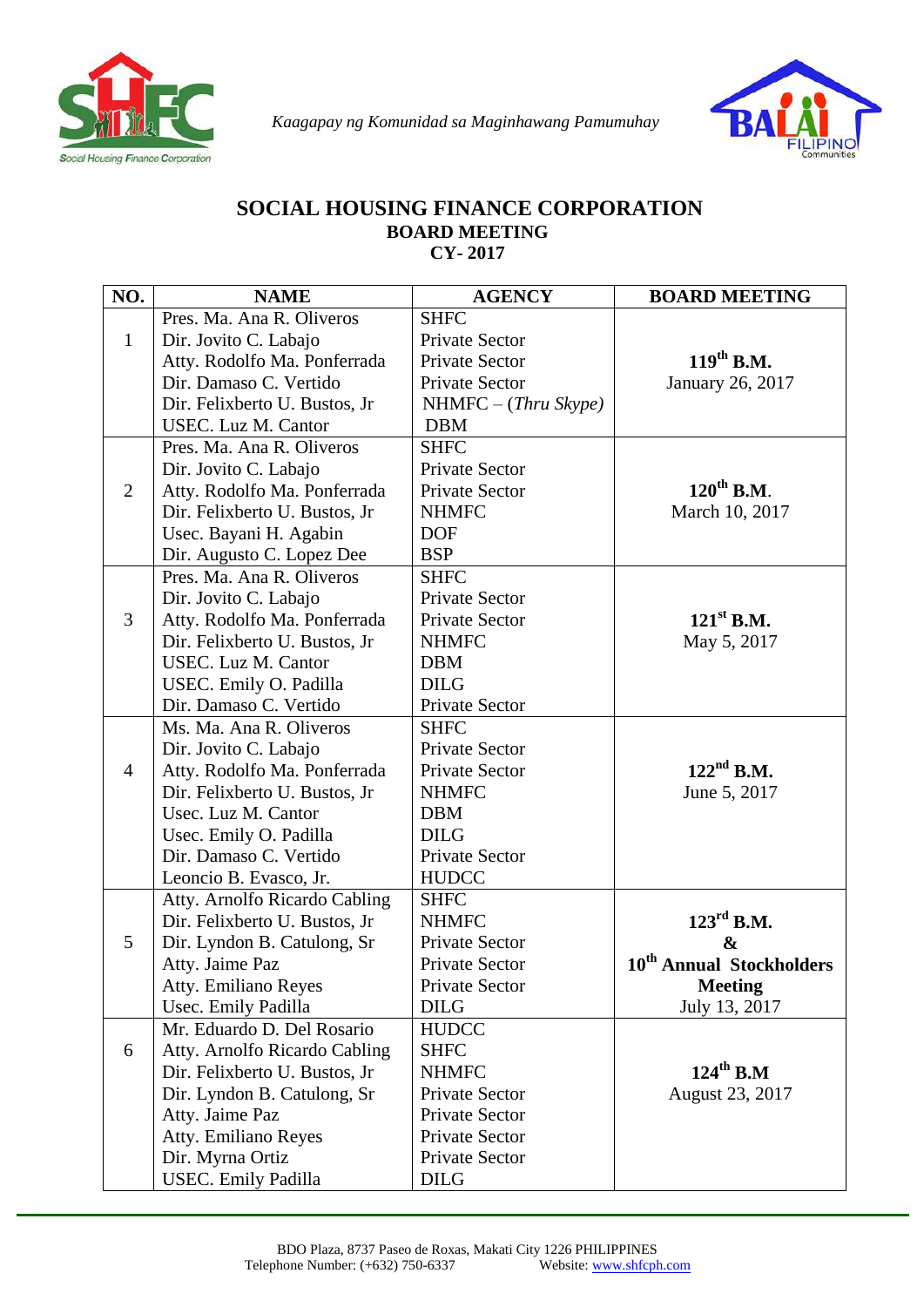*Kaagapay ng Komunidad sa Maginhawang Pamumuhay*

# SOCIAL HOUSING FINANCE CORPORATION
## BOARD MEETING
## CY- 2017

| NO. | NAME | AGENCY | BOARD MEETING |
|---|---|---|---|
| 1 | Pres. Ma. Ana R. Oliveros<br>Dir. Jovito C. Labajo<br>Atty. Rodolfo Ma. Ponferrada<br>Dir. Damaso C. Vertido<br>Dir. Felixberto U. Bustos, Jr<br>USEC. Luz M. Cantor | SHFC<br>Private Sector<br>Private Sector<br>Private Sector<br>NHMFC – (*Thru Skype)*<br>DBM | **119th B.M.**<br>January 26, 2017 |
| 2 | Pres. Ma. Ana R. Oliveros<br>Dir. Jovito C. Labajo<br>Atty. Rodolfo Ma. Ponferrada<br>Dir. Felixberto U. Bustos, Jr<br>Usec. Bayani H. Agabin<br>Dir. Augusto C. Lopez Dee | SHFC<br>Private Sector<br>Private Sector<br>NHMFC<br>DOF<br>BSP | **120th B.M.**<br>March 10, 2017 |
| 3 | Pres. Ma. Ana R. Oliveros<br>Dir. Jovito C. Labajo<br>Atty. Rodolfo Ma. Ponferrada<br>Dir. Felixberto U. Bustos, Jr<br>USEC. Luz M. Cantor<br>USEC. Emily O. Padilla<br>Dir. Damaso C. Vertido | SHFC<br>Private Sector<br>Private Sector<br>NHMFC<br>DBM<br>DILG<br>Private Sector | **121st B.M.**<br>May 5, 2017 |
| 4 | Ms. Ma. Ana R. Oliveros<br>Dir. Jovito C. Labajo<br>Atty. Rodolfo Ma. Ponferrada<br>Dir. Felixberto U. Bustos, Jr<br>Usec. Luz M. Cantor<br>Usec. Emily O. Padilla<br>Dir. Damaso C. Vertido<br>Leoncio B. Evasco, Jr. | SHFC<br>Private Sector<br>Private Sector<br>NHMFC<br>DBM<br>DILG<br>Private Sector<br>HUDCC | **122nd B.M.**<br>June 5, 2017 |
| 5 | Atty. Arnolfo Ricardo Cabling<br>Dir. Felixberto U. Bustos, Jr<br>Dir. Lyndon B. Catulong, Sr<br>Atty. Jaime Paz<br>Atty. Emiliano Reyes<br>Usec. Emily Padilla | SHFC<br>NHMFC<br>Private Sector<br>Private Sector<br>Private Sector<br>DILG | **123rd B.M.**<br>**&**<br>**10th Annual Stockholders Meeting**<br>July 13, 2017 |
| 6 | Mr. Eduardo D. Del Rosario<br>Atty. Arnolfo Ricardo Cabling<br>Dir. Felixberto U. Bustos, Jr<br>Dir. Lyndon B. Catulong, Sr<br>Atty. Jaime Paz<br>Atty. Emiliano Reyes<br>Dir. Myrna Ortiz<br>USEC. Emily Padilla | HUDCC<br>SHFC<br>NHMFC<br>Private Sector<br>Private Sector<br>Private Sector<br>Private Sector<br>DILG | **124th B.M**<br>August 23, 2017 |

BDO Plaza, 8737 Paseo de Roxas, Makati City 1226 PHILIPPINES
Telephone Number: (+632) 750-6337 Website: www.shfcph.com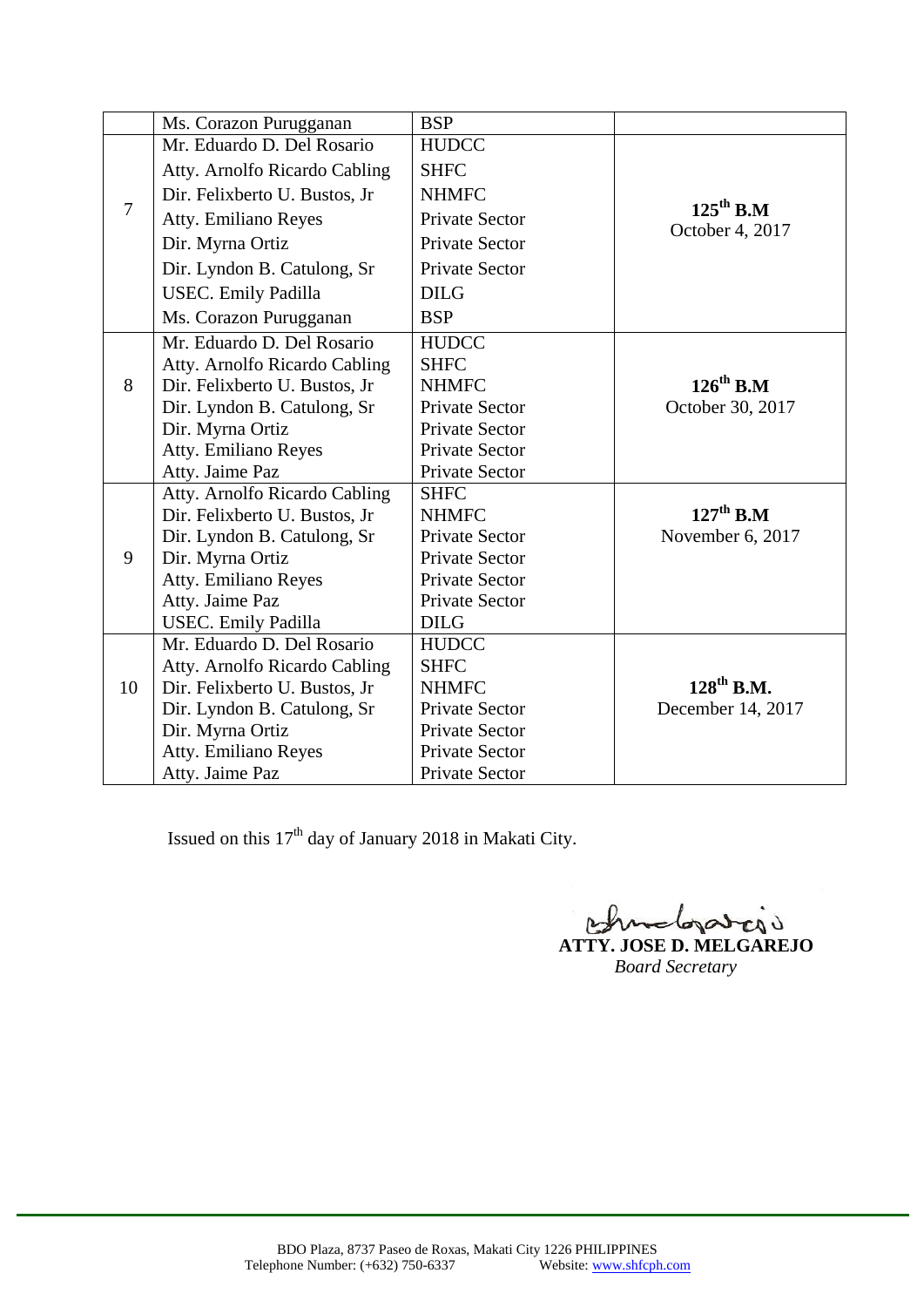| | | | |
|---|---|---|---|
| | Ms. Corazon Purugganan | BSP | |
| 7 | Mr. Eduardo D. Del Rosario<br>Atty. Arnolfo Ricardo Cabling<br>Dir. Felixberto U. Bustos, Jr<br>Atty. Emiliano Reyes<br>Dir. Myrna Ortiz<br>Dir. Lyndon B. Catulong, Sr<br>USEC. Emily Padilla<br>Ms. Corazon Purugganan | HUDCC<br>SHFC<br>NHMFC<br>Private Sector<br>Private Sector<br>Private Sector<br>DILG<br>BSP | **125th B.M**<br>October 4, 2017 |
| 8 | Mr. Eduardo D. Del Rosario<br>Atty. Arnolfo Ricardo Cabling<br>Dir. Felixberto U. Bustos, Jr<br>Dir. Lyndon B. Catulong, Sr<br>Dir. Myrna Ortiz<br>Atty. Emiliano Reyes<br>Atty. Jaime Paz | HUDCC<br>SHFC<br>NHMFC<br>Private Sector<br>Private Sector<br>Private Sector<br>Private Sector | **126th B.M**<br>October 30, 2017 |
| 9 | Atty. Arnolfo Ricardo Cabling<br>Dir. Felixberto U. Bustos, Jr<br>Dir. Lyndon B. Catulong, Sr<br>Dir. Myrna Ortiz<br>Atty. Emiliano Reyes<br>Atty. Jaime Paz<br>USEC. Emily Padilla | SHFC<br>NHMFC<br>Private Sector<br>Private Sector<br>Private Sector<br>Private Sector<br>DILG | **127th B.M**<br>November 6, 2017 |
| 10 | Mr. Eduardo D. Del Rosario<br>Atty. Arnolfo Ricardo Cabling<br>Dir. Felixberto U. Bustos, Jr<br>Dir. Lyndon B. Catulong, Sr<br>Dir. Myrna Ortiz<br>Atty. Emiliano Reyes<br>Atty. Jaime Paz | HUDCC<br>SHFC<br>NHMFC<br>Private Sector<br>Private Sector<br>Private Sector<br>Private Sector | **128th B.M.**<br>December 14, 2017 |

Issued on this 17th day of January 2018 in Makati City.

**ATTY. JOSE D. MELGAREJO**
*Board Secretary*

BDO Plaza, 8737 Paseo de Roxas, Makati City 1226 PHILIPPINES
Telephone Number: (+632) 750-6337 Website: www.shfcph.com